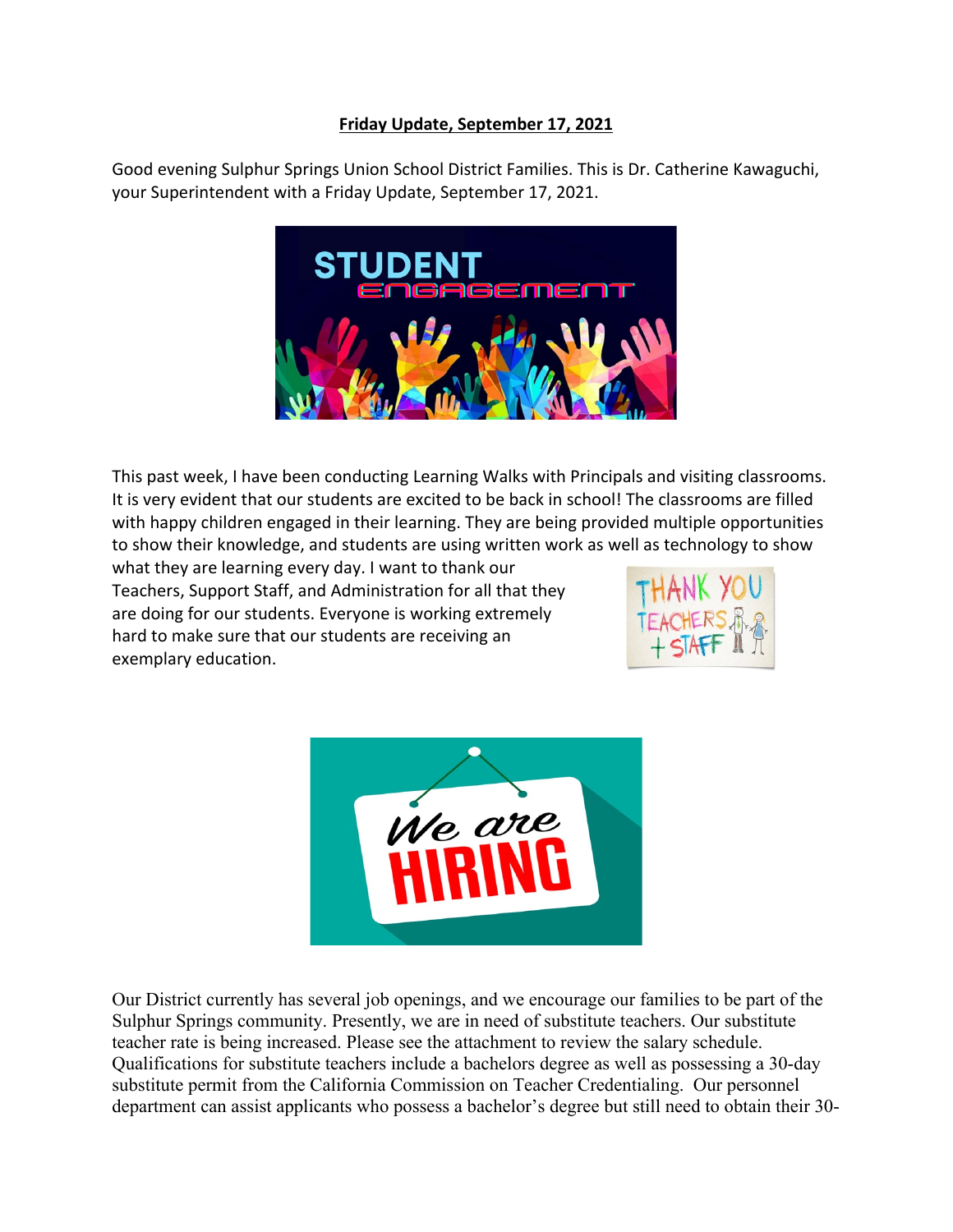**Friday Update, September 17, 2021**

Good evening Sulphur Springs Union School District Families. This is Dr. Catherine Kawaguchi, your Superintendent with a Friday Update, September 17, 2021.

This past week, I have been conducting Learning Walks with Principals and visiting classrooms. It is very evident that our students are excited to be back in school! The classrooms are filled with happy children engaged in their learning. They are being provided multiple opportunities to show their knowledge, and students are using written work as well as technology to show what they are learning every day. I want to thank our Teachers, Support Staff, and Administration for all that they are doing for our students. Everyone is working extremely hard to make sure that our students are receiving an exemplary education.

Our District currently has several job openings, and we encourage our families to be part of the Sulphur Springs community. Presently, we are in need of substitute teachers. Our substitute teacher rate is being increased. Please see the attachment to review the salary schedule. Qualifications for substitute teachers include a bachelors degree as well as possessing a 30-day substitute permit from the California Commission on Teacher Credentialing. Our personnel department can assist applicants who possess a bachelor's degree but still need to obtain their 30-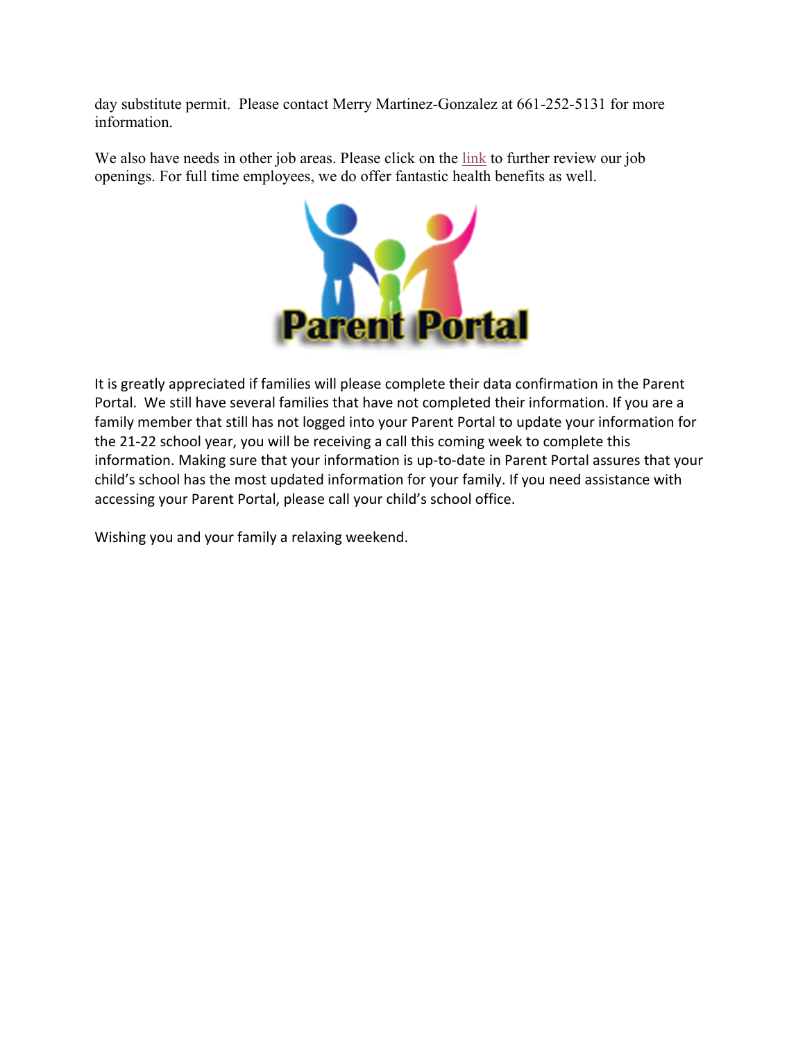day substitute permit. Please contact Merry Martinez-Gonzalez at 661-252-5131 for more information.

We also have needs in other job areas. Please click on the link to further review our job openings. For full time employees, we do offer fantastic health benefits as well.

Parent Portal

It is greatly appreciated if families will please complete their data confirmation in the Parent Portal. We still have several families that have not completed their information. If you are a family member that still has not logged into your Parent Portal to update your information for the 21-22 school year, you will be receiving a call this coming week to complete this information. Making sure that your information is up-to-date in Parent Portal assures that your child's school has the most updated information for your family. If you need assistance with accessing your Parent Portal, please call your child's school office.

Wishing you and your family a relaxing weekend.